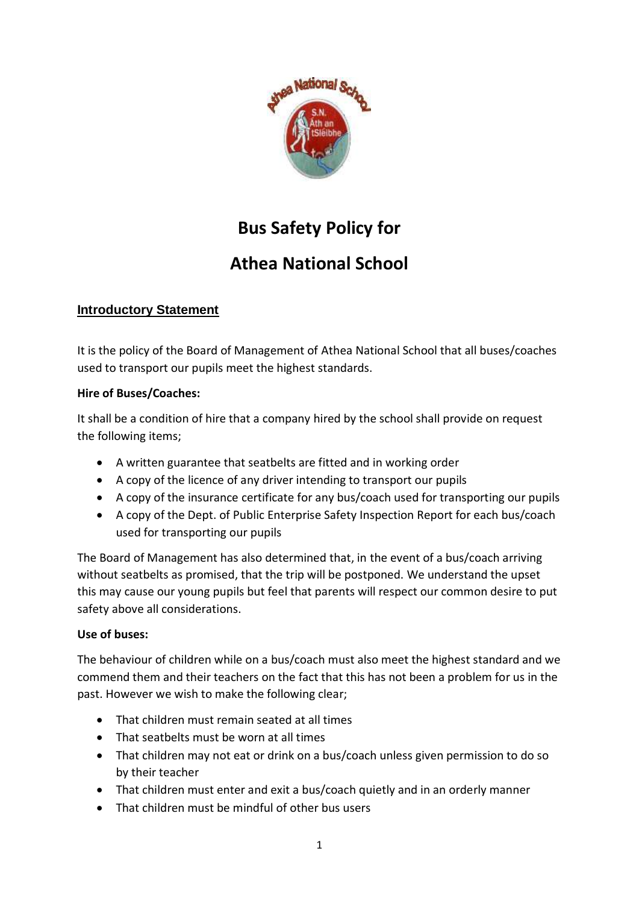# Bus Safety Policy for

# Athea National School

## Introductory Statement

It is the policy of the Board of Management of Athea National School that all buses/coaches used to transport our pupils meet the highest standards.

**Hire of Buses/Coaches:**

It shall be a condition of hire that a company hired by the school shall provide on request the following items;

- A written guarantee that seatbelts are fitted and in working order
- A copy of the licence of any driver intending to transport our pupils
- A copy of the insurance certificate for any bus/coach used for transporting our pupils
- A copy of the Dept. of Public Enterprise Safety Inspection Report for each bus/coach used for transporting our pupils

The Board of Management has also determined that, in the event of a bus/coach arriving without seatbelts as promised, that the trip will be postponed. We understand the upset this may cause our young pupils but feel that parents will respect our common desire to put safety above all considerations.

**Use of buses:**

The behaviour of children while on a bus/coach must also meet the highest standard and we commend them and their teachers on the fact that this has not been a problem for us in the past. However we wish to make the following clear;

- That children must remain seated at all times
- That seatbelts must be worn at all times
- That children may not eat or drink on a bus/coach unless given permission to do so by their teacher
- That children must enter and exit a bus/coach quietly and in an orderly manner
- That children must be mindful of other bus users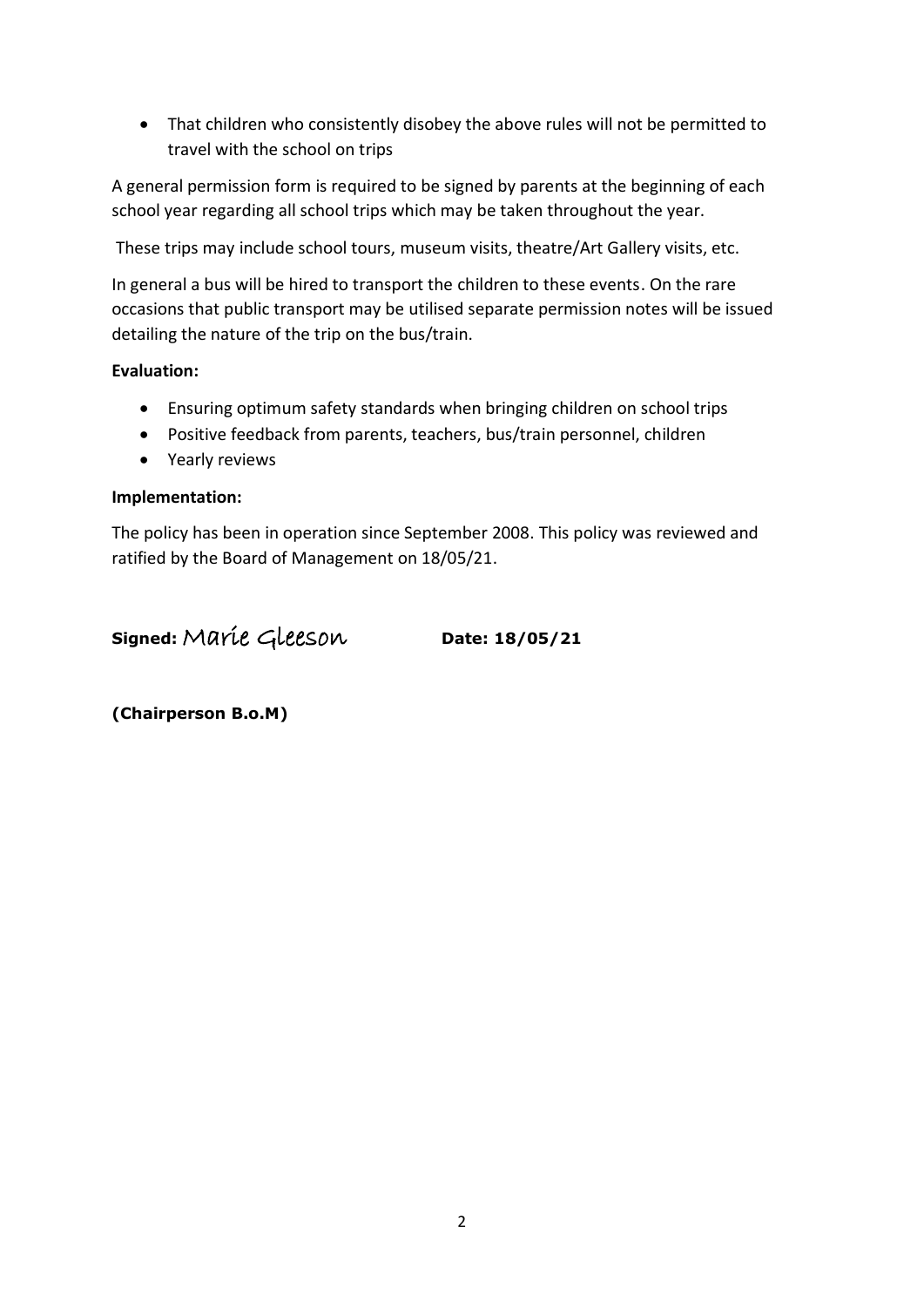- That children who consistently disobey the above rules will not be permitted to travel with the school on trips

A general permission form is required to be signed by parents at the beginning of each school year regarding all school trips which may be taken throughout the year.

These trips may include school tours, museum visits, theatre/Art Gallery visits, etc.

In general a bus will be hired to transport the children to these events. On the rare occasions that public transport may be utilised separate permission notes will be issued detailing the nature of the trip on the bus/train.

**Evaluation:**

- Ensuring optimum safety standards when bringing children on school trips
- Positive feedback from parents, teachers, bus/train personnel, children
- Yearly reviews

**Implementation:**

The policy has been in operation since September 2008. This policy was reviewed and ratified by the Board of Management on 18/05/21.

**Signed:** Marie Gleeson **Date: 18/05/21**

**(Chairperson B.o.M)**